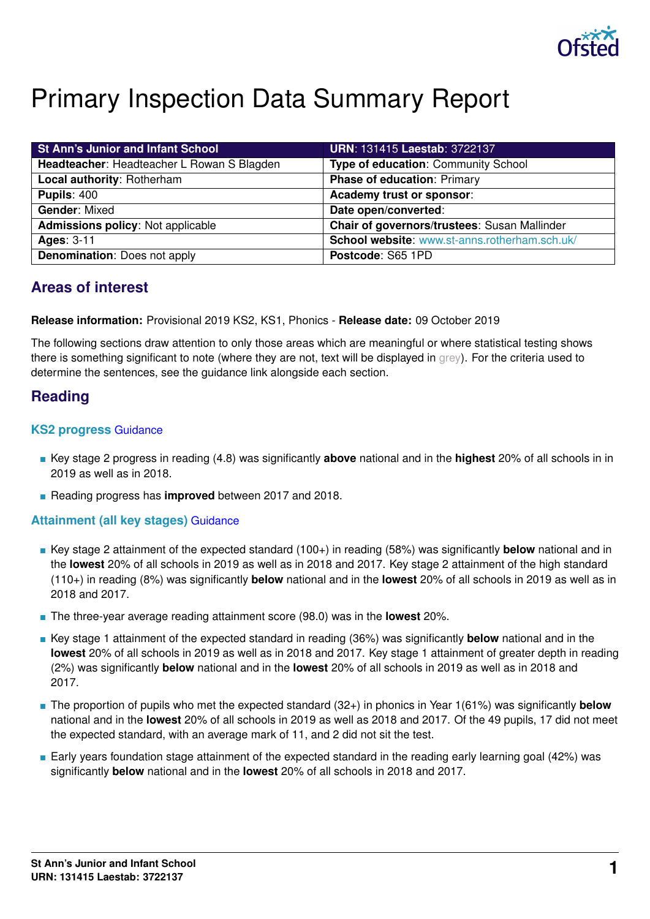# Primary Inspection Data Summary Report

| St Ann's Junior and Infant School | URN: 131415 Laestab: 3722137 |
|---|---|
| **Headteacher**: Headteacher L Rowan S Blagden | **Type of education**: Community School |
| **Local authority**: Rotherham | **Phase of education**: Primary |
| **Pupils**: 400 | **Academy trust or sponsor**: |
| **Gender**: Mixed | **Date open/converted**: |
| **Admissions policy**: Not applicable | **Chair of governors/trustees**: Susan Mallinder |
| **Ages**: 3-11 | **School website**: www.st-anns.rotherham.sch.uk/ |
| **Denomination**: Does not apply | **Postcode**: S65 1PD |

## Areas of interest

**Release information:** Provisional 2019 KS2, KS1, Phonics - **Release date:** 09 October 2019

The following sections draw attention to only those areas which are meaningful or where statistical testing shows there is something significant to note (where they are not, text will be displayed in grey). For the criteria used to determine the sentences, see the guidance link alongside each section.

## Reading

### KS2 progress Guidance

- Key stage 2 progress in reading (4.8) was significantly **above** national and in the **highest** 20% of all schools in in 2019 as well as in 2018.
- Reading progress has **improved** between 2017 and 2018.

### Attainment (all key stages) Guidance

- Key stage 2 attainment of the expected standard (100+) in reading (58%) was significantly **below** national and in the **lowest** 20% of all schools in 2019 as well as in 2018 and 2017. Key stage 2 attainment of the high standard (110+) in reading (8%) was significantly **below** national and in the **lowest** 20% of all schools in 2019 as well as in 2018 and 2017.
- The three-year average reading attainment score (98.0) was in the **lowest** 20%.
- Key stage 1 attainment of the expected standard in reading (36%) was significantly **below** national and in the **lowest** 20% of all schools in 2019 as well as in 2018 and 2017. Key stage 1 attainment of greater depth in reading (2%) was significantly **below** national and in the **lowest** 20% of all schools in 2019 as well as in 2018 and 2017.
- The proportion of pupils who met the expected standard (32+) in phonics in Year 1(61%) was significantly **below** national and in the **lowest** 20% of all schools in 2019 as well as 2018 and 2017. Of the 49 pupils, 17 did not meet the expected standard, with an average mark of 11, and 2 did not sit the test.
- Early years foundation stage attainment of the expected standard in the reading early learning goal (42%) was significantly **below** national and in the **lowest** 20% of all schools in 2018 and 2017.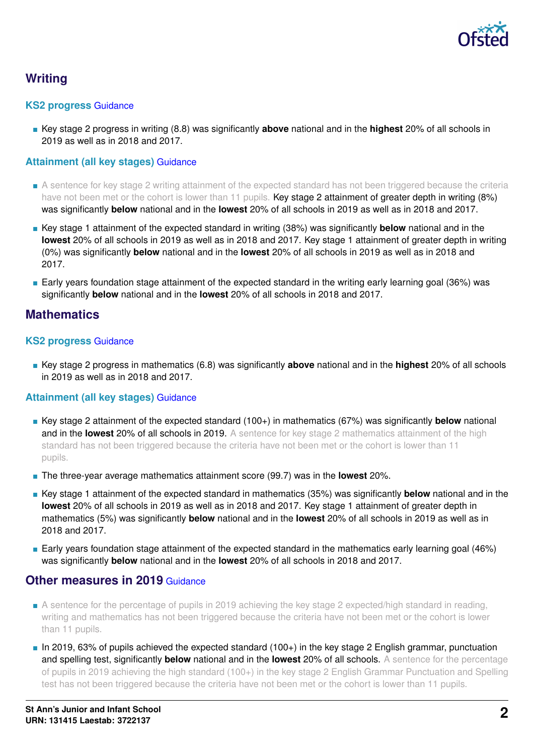## Writing

### KS2 progress Guidance

- Key stage 2 progress in writing (8.8) was significantly **above** national and in the **highest** 20% of all schools in 2019 as well as in 2018 and 2017.

### Attainment (all key stages) Guidance

- A sentence for key stage 2 writing attainment of the expected standard has not been triggered because the criteria have not been met or the cohort is lower than 11 pupils. Key stage 2 attainment of greater depth in writing (8%) was significantly **below** national and in the **lowest** 20% of all schools in 2019 as well as in 2018 and 2017.
- Key stage 1 attainment of the expected standard in writing (38%) was significantly **below** national and in the **lowest** 20% of all schools in 2019 as well as in 2018 and 2017. Key stage 1 attainment of greater depth in writing (0%) was significantly **below** national and in the **lowest** 20% of all schools in 2019 as well as in 2018 and 2017.
- Early years foundation stage attainment of the expected standard in the writing early learning goal (36%) was significantly **below** national and in the **lowest** 20% of all schools in 2018 and 2017.

## Mathematics

### KS2 progress Guidance

- Key stage 2 progress in mathematics (6.8) was significantly **above** national and in the **highest** 20% of all schools in 2019 as well as in 2018 and 2017.

### Attainment (all key stages) Guidance

- Key stage 2 attainment of the expected standard (100+) in mathematics (67%) was significantly **below** national and in the **lowest** 20% of all schools in 2019. A sentence for key stage 2 mathematics attainment of the high standard has not been triggered because the criteria have not been met or the cohort is lower than 11 pupils.
- The three-year average mathematics attainment score (99.7) was in the **lowest** 20%.
- Key stage 1 attainment of the expected standard in mathematics (35%) was significantly **below** national and in the **lowest** 20% of all schools in 2019 as well as in 2018 and 2017. Key stage 1 attainment of greater depth in mathematics (5%) was significantly **below** national and in the **lowest** 20% of all schools in 2019 as well as in 2018 and 2017.
- Early years foundation stage attainment of the expected standard in the mathematics early learning goal (46%) was significantly **below** national and in the **lowest** 20% of all schools in 2018 and 2017.

## Other measures in 2019 Guidance

- A sentence for the percentage of pupils in 2019 achieving the key stage 2 expected/high standard in reading, writing and mathematics has not been triggered because the criteria have not been met or the cohort is lower than 11 pupils.
- In 2019, 63% of pupils achieved the expected standard (100+) in the key stage 2 English grammar, punctuation and spelling test, significantly **below** national and in the **lowest** 20% of all schools. A sentence for the percentage of pupils in 2019 achieving the high standard (100+) in the key stage 2 English Grammar Punctuation and Spelling test has not been triggered because the criteria have not been met or the cohort is lower than 11 pupils.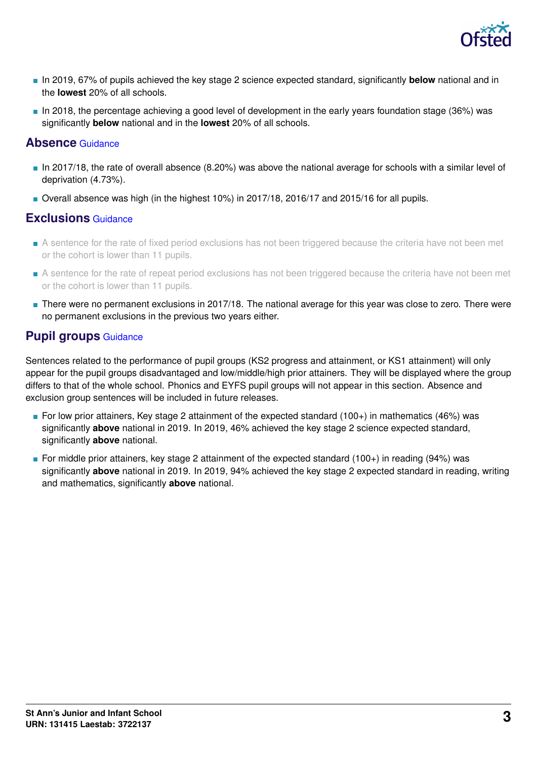- In 2019, 67% of pupils achieved the key stage 2 science expected standard, significantly **below** national and in the **lowest** 20% of all schools.
- In 2018, the percentage achieving a good level of development in the early years foundation stage (36%) was significantly **below** national and in the **lowest** 20% of all schools.

## Absence Guidance

- In 2017/18, the rate of overall absence (8.20%) was above the national average for schools with a similar level of deprivation (4.73%).
- Overall absence was high (in the highest 10%) in 2017/18, 2016/17 and 2015/16 for all pupils.

## Exclusions Guidance

- A sentence for the rate of fixed period exclusions has not been triggered because the criteria have not been met or the cohort is lower than 11 pupils.
- A sentence for the rate of repeat period exclusions has not been triggered because the criteria have not been met or the cohort is lower than 11 pupils.
- There were no permanent exclusions in 2017/18. The national average for this year was close to zero. There were no permanent exclusions in the previous two years either.

## Pupil groups Guidance

Sentences related to the performance of pupil groups (KS2 progress and attainment, or KS1 attainment) will only appear for the pupil groups disadvantaged and low/middle/high prior attainers. They will be displayed where the group differs to that of the whole school. Phonics and EYFS pupil groups will not appear in this section. Absence and exclusion group sentences will be included in future releases.

- For low prior attainers, Key stage 2 attainment of the expected standard (100+) in mathematics (46%) was significantly **above** national in 2019. In 2019, 46% achieved the key stage 2 science expected standard, significantly **above** national.
- For middle prior attainers, key stage 2 attainment of the expected standard (100+) in reading (94%) was significantly **above** national in 2019. In 2019, 94% achieved the key stage 2 expected standard in reading, writing and mathematics, significantly **above** national.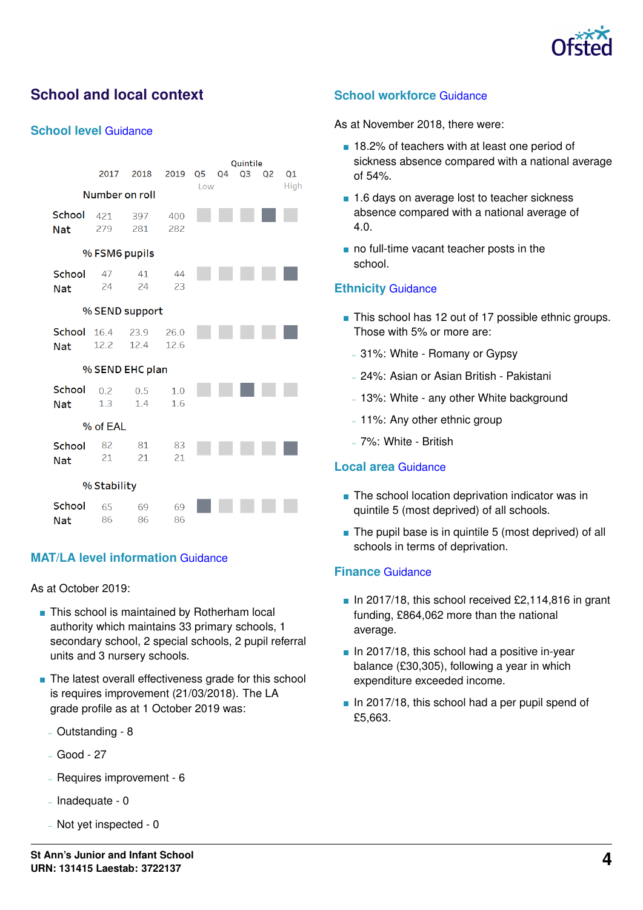# School and local context

## School level Guidance

|  | 2017 | 2018 | 2019 | Q5 (Low) | Q4 | Q3 | Q2 | Q1 (High) |
|---|---|---|---|---|---|---|---|---|
| **Number on roll** | | | | | | | | |
| School | 421 | 397 | 400 | | | | ■ | |
| Nat | 279 | 281 | 282 | | | | | |
| **% FSM6 pupils** | | | | | | | | |
| School | 47 | 41 | 44 | | | | | ■ |
| Nat | 24 | 24 | 23 | | | | | |
| **% SEND support** | | | | | | | | |
| School | 16.4 | 23.9 | 26.0 | | | | | ■ |
| Nat | 12.2 | 12.4 | 12.6 | | | | | |
| **% SEND EHC plan** | | | | | | | | |
| School | 0.2 | 0.5 | 1.0 | | | ■ | | |
| Nat | 1.3 | 1.4 | 1.6 | | | | | |
| **% of EAL** | | | | | | | | |
| School | 82 | 81 | 83 | | | | | ■ |
| Nat | 21 | 21 | 21 | | | | | |
| **% Stability** | | | | | | | | |
| School | 65 | 69 | 69 | ■ | | | | |
| Nat | 86 | 86 | 86 | | | | | |

## MAT/LA level information Guidance

As at October 2019:

- This school is maintained by Rotherham local authority which maintains 33 primary schools, 1 secondary school, 2 special schools, 2 pupil referral units and 3 nursery schools.
- The latest overall effectiveness grade for this school is requires improvement (21/03/2018). The LA grade profile as at 1 October 2019 was:
  - Outstanding - 8
  - Good - 27
  - Requires improvement - 6
  - Inadequate - 0
  - Not yet inspected - 0

## School workforce Guidance

As at November 2018, there were:

- 18.2% of teachers with at least one period of sickness absence compared with a national average of 54%.
- 1.6 days on average lost to teacher sickness absence compared with a national average of 4.0.
- no full-time vacant teacher posts in the school.

## Ethnicity Guidance

- This school has 12 out of 17 possible ethnic groups. Those with 5% or more are:
  - 31%: White - Romany or Gypsy
  - 24%: Asian or Asian British - Pakistani
  - 13%: White - any other White background
  - 11%: Any other ethnic group
  - 7%: White - British

## Local area Guidance

- The school location deprivation indicator was in quintile 5 (most deprived) of all schools.
- The pupil base is in quintile 5 (most deprived) of all schools in terms of deprivation.

## Finance Guidance

- In 2017/18, this school received £2,114,816 in grant funding, £864,062 more than the national average.
- In 2017/18, this school had a positive in-year balance (£30,305), following a year in which expenditure exceeded income.
- In 2017/18, this school had a per pupil spend of £5,663.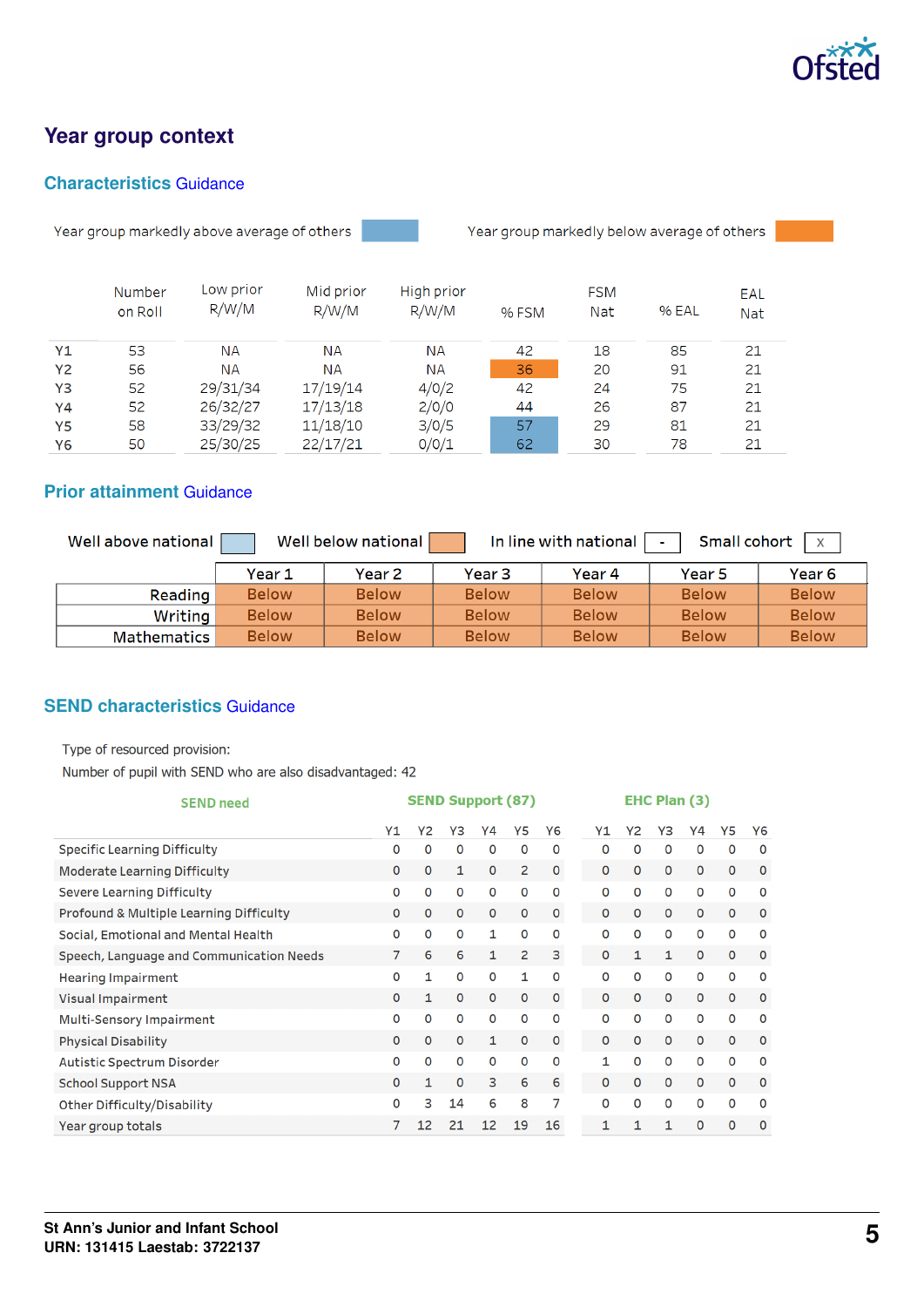# Year group context

## Characteristics Guidance

Year group markedly above average of others | Year group markedly below average of others

| | Number on Roll | Low prior R/W/M | Mid prior R/W/M | High prior R/W/M | % FSM | FSM Nat | % EAL | EAL Nat |
|---|---|---|---|---|---|---|---|---|
| Y1 | 53 | NA | NA | NA | 42 | 18 | 85 | 21 |
| Y2 | 56 | NA | NA | NA | 36 | 20 | 91 | 21 |
| Y3 | 52 | 29/31/34 | 17/19/14 | 4/0/2 | 42 | 24 | 75 | 21 |
| Y4 | 52 | 26/32/27 | 17/13/18 | 2/0/0 | 44 | 26 | 87 | 21 |
| Y5 | 58 | 33/29/32 | 11/18/10 | 3/0/5 | 57 | 29 | 81 | 21 |
| Y6 | 50 | 25/30/25 | 22/17/21 | 0/0/1 | 62 | 30 | 78 | 21 |

## Prior attainment Guidance

Well above national | Well below national | In line with national: - | Small cohort: x

| | Year 1 | Year 2 | Year 3 | Year 4 | Year 5 | Year 6 |
|---|---|---|---|---|---|---|
| Reading | Below | Below | Below | Below | Below | Below |
| Writing | Below | Below | Below | Below | Below | Below |
| Mathematics | Below | Below | Below | Below | Below | Below |

## SEND characteristics Guidance

Type of resourced provision:

Number of pupil with SEND who are also disadvantaged: 42

| SEND need | SEND Support (87) | | | | | | EHC Plan (3) | | | | | |
|---|---|---|---|---|---|---|---|---|---|---|---|---|
| | Y1 | Y2 | Y3 | Y4 | Y5 | Y6 | Y1 | Y2 | Y3 | Y4 | Y5 | Y6 |
| Specific Learning Difficulty | 0 | 0 | 0 | 0 | 0 | 0 | 0 | 0 | 0 | 0 | 0 | 0 |
| Moderate Learning Difficulty | 0 | 0 | 1 | 0 | 2 | 0 | 0 | 0 | 0 | 0 | 0 | 0 |
| Severe Learning Difficulty | 0 | 0 | 0 | 0 | 0 | 0 | 0 | 0 | 0 | 0 | 0 | 0 |
| Profound & Multiple Learning Difficulty | 0 | 0 | 0 | 0 | 0 | 0 | 0 | 0 | 0 | 0 | 0 | 0 |
| Social, Emotional and Mental Health | 0 | 0 | 0 | 1 | 0 | 0 | 0 | 0 | 0 | 0 | 0 | 0 |
| Speech, Language and Communication Needs | 7 | 6 | 6 | 1 | 2 | 3 | 0 | 1 | 1 | 0 | 0 | 0 |
| Hearing Impairment | 0 | 1 | 0 | 0 | 1 | 0 | 0 | 0 | 0 | 0 | 0 | 0 |
| Visual Impairment | 0 | 1 | 0 | 0 | 0 | 0 | 0 | 0 | 0 | 0 | 0 | 0 |
| Multi-Sensory Impairment | 0 | 0 | 0 | 0 | 0 | 0 | 0 | 0 | 0 | 0 | 0 | 0 |
| Physical Disability | 0 | 0 | 0 | 1 | 0 | 0 | 0 | 0 | 0 | 0 | 0 | 0 |
| Autistic Spectrum Disorder | 0 | 0 | 0 | 0 | 0 | 0 | 1 | 0 | 0 | 0 | 0 | 0 |
| School Support NSA | 0 | 1 | 0 | 3 | 6 | 6 | 0 | 0 | 0 | 0 | 0 | 0 |
| Other Difficulty/Disability | 0 | 3 | 14 | 6 | 8 | 7 | 0 | 0 | 0 | 0 | 0 | 0 |
| Year group totals | 7 | 12 | 21 | 12 | 19 | 16 | 1 | 1 | 1 | 0 | 0 | 0 |

**St Ann's Junior and Infant School**
**URN: 131415 Laestab: 3722137**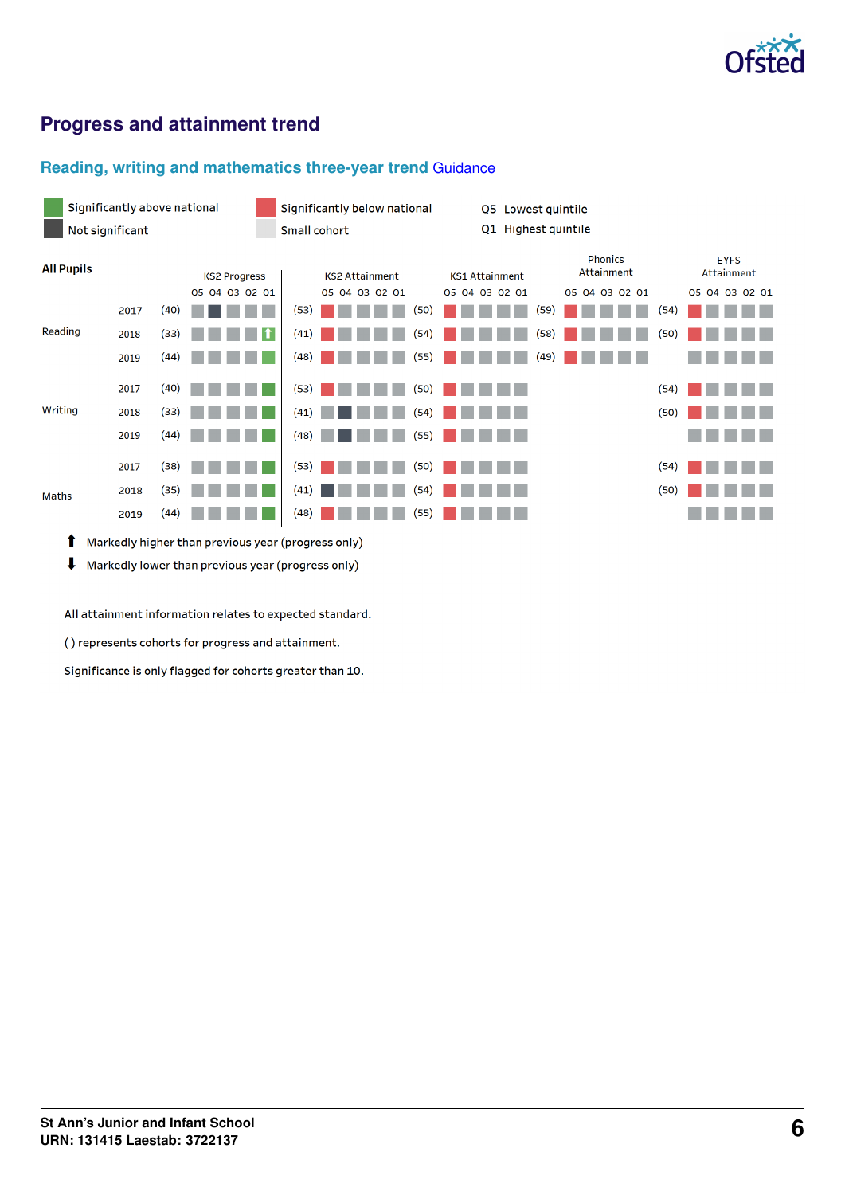## Progress and attainment trend

### Reading, writing and mathematics three-year trend Guidance

Significantly above national
Not significant
Significantly below national
Small cohort
Q5 Lowest quintile
Q1 Highest quintile

**All Pupils**

KS2 Progress
Q5 Q4 Q3 Q2 Q1

KS2 Attainment
Q5 Q4 Q3 Q2 Q1

KS1 Attainment
Q5 Q4 Q3 Q2 Q1

Phonics Attainment
Q5 Q4 Q3 Q2 Q1

EYFS Attainment
Q5 Q4 Q3 Q2 Q1

Reading
2017 (40) (53) (50) (59) (54)
2018 (33) (41) (54) (58) (50)
2019 (44) (48) (55) (49)

Writing
2017 (40) (53) (50) (54)
2018 (33) (41) (54) (50)
2019 (44) (48) (55)

Maths
2017 (38) (53) (50) (54)
2018 (35) (41) (54) (50)
2019 (44) (48) (55)

⬆ Markedly higher than previous year (progress only)

⬇ Markedly lower than previous year (progress only)

All attainment information relates to expected standard.

( ) represents cohorts for progress and attainment.

Significance is only flagged for cohorts greater than 10.

**St Ann's Junior and Infant School**
**URN: 131415 Laestab: 3722137**